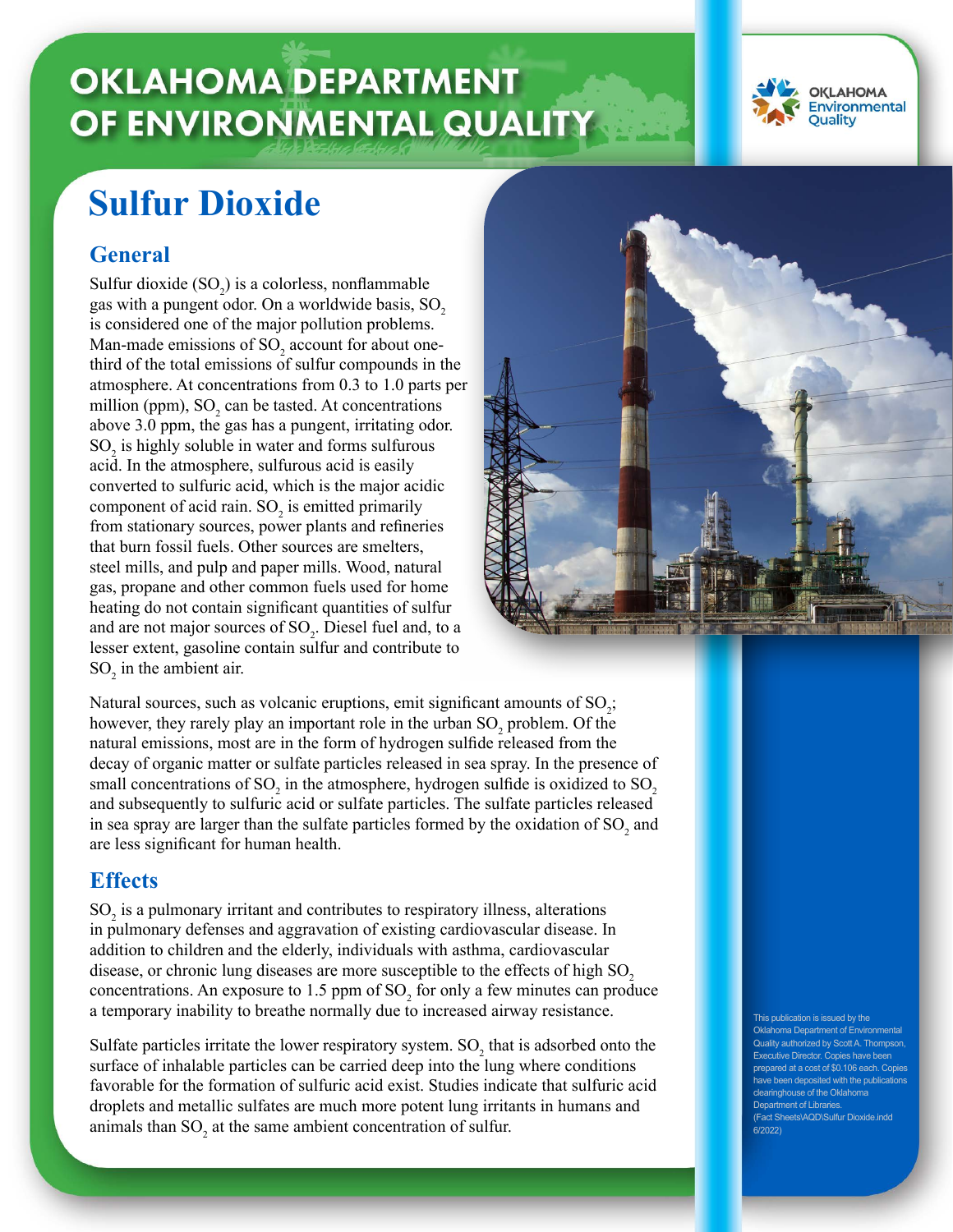# OKLAHOMA DEPARTMENT OF ENVIRONMENTAL QUALITY

OKLAHOMA Environmental Quality

# Sulfur Dioxide

## General

Sulfur dioxide ($SO_2$) is a colorless, nonflammable gas with a pungent odor. On a worldwide basis, $SO_2$ is considered one of the major pollution problems. Man-made emissions of $SO_2$ account for about one-third of the total emissions of sulfur compounds in the atmosphere. At concentrations from 0.3 to 1.0 parts per million (ppm), $SO_2$ can be tasted. At concentrations above 3.0 ppm, the gas has a pungent, irritating odor. $SO_2$ is highly soluble in water and forms sulfurous acid. In the atmosphere, sulfurous acid is easily converted to sulfuric acid, which is the major acidic component of acid rain. $SO_2$ is emitted primarily from stationary sources, power plants and refineries that burn fossil fuels. Other sources are smelters, steel mills, and pulp and paper mills. Wood, natural gas, propane and other common fuels used for home heating do not contain significant quantities of sulfur and are not major sources of $SO_2$. Diesel fuel and, to a lesser extent, gasoline contain sulfur and contribute to $SO_2$ in the ambient air.

Natural sources, such as volcanic eruptions, emit significant amounts of $SO_2$; however, they rarely play an important role in the urban $SO_2$ problem. Of the natural emissions, most are in the form of hydrogen sulfide released from the decay of organic matter or sulfate particles released in sea spray. In the presence of small concentrations of $SO_2$ in the atmosphere, hydrogen sulfide is oxidized to $SO_2$ and subsequently to sulfuric acid or sulfate particles. The sulfate particles released in sea spray are larger than the sulfate particles formed by the oxidation of $SO_2$ and are less significant for human health.

## Effects

$SO_2$ is a pulmonary irritant and contributes to respiratory illness, alterations in pulmonary defenses and aggravation of existing cardiovascular disease. In addition to children and the elderly, individuals with asthma, cardiovascular disease, or chronic lung diseases are more susceptible to the effects of high $SO_2$ concentrations. An exposure to 1.5 ppm of $SO_2$ for only a few minutes can produce a temporary inability to breathe normally due to increased airway resistance.

Sulfate particles irritate the lower respiratory system. $SO_2$ that is adsorbed onto the surface of inhalable particles can be carried deep into the lung where conditions favorable for the formation of sulfuric acid exist. Studies indicate that sulfuric acid droplets and metallic sulfates are much more potent lung irritants in humans and animals than $SO_2$ at the same ambient concentration of sulfur.

This publication is issued by the Oklahoma Department of Environmental Quality authorized by Scott A. Thompson, Executive Director. Copies have been prepared at a cost of $0.106 each. Copies have been deposited with the publications clearinghouse of the Oklahoma Department of Libraries. (Fact Sheets\AQD\Sulfur Dioxide.indd 6/2022)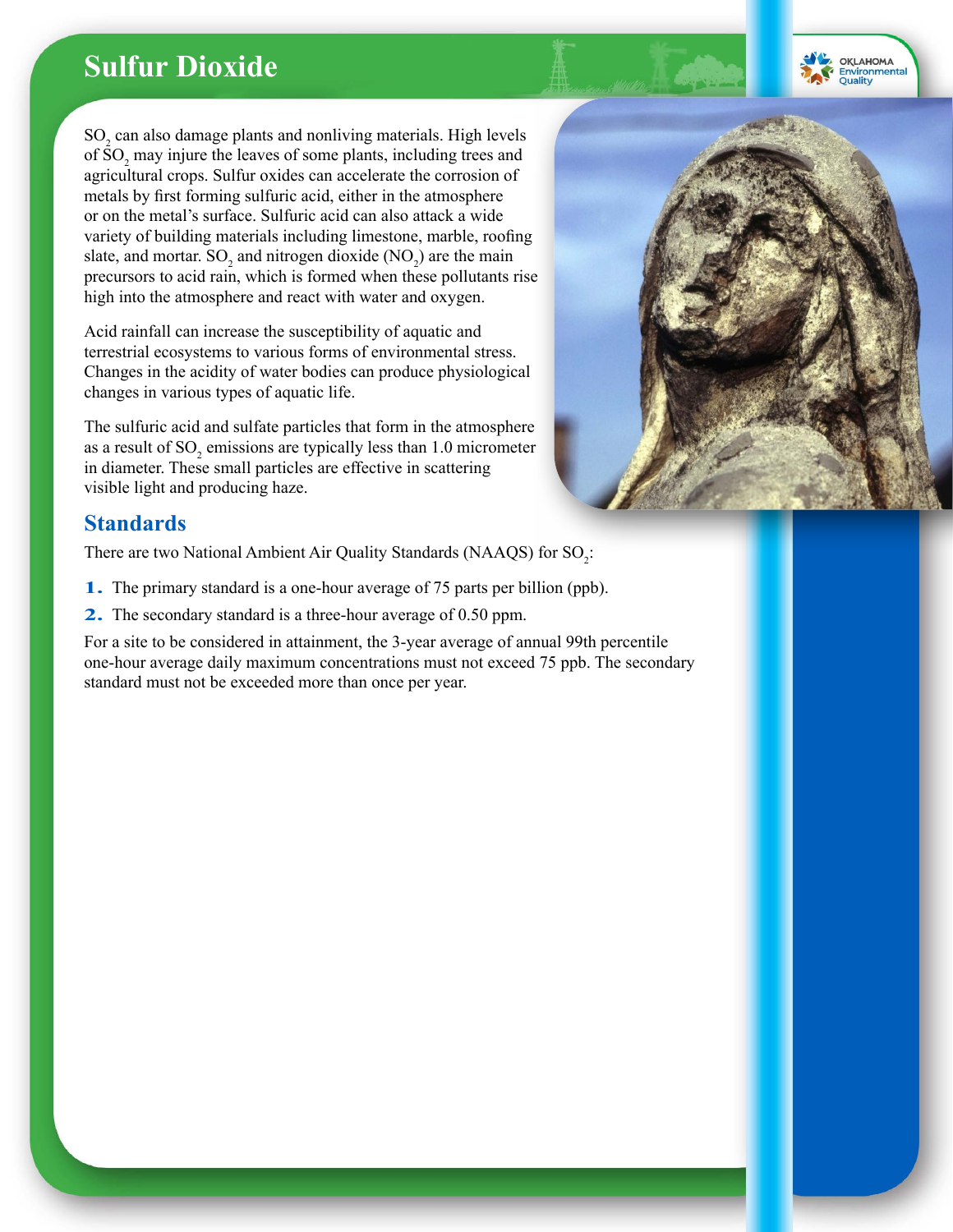# Sulfur Dioxide

$SO_2$ can also damage plants and nonliving materials. High levels of $SO_2$ may injure the leaves of some plants, including trees and agricultural crops. Sulfur oxides can accelerate the corrosion of metals by first forming sulfuric acid, either in the atmosphere or on the metal's surface. Sulfuric acid can also attack a wide variety of building materials including limestone, marble, roofing slate, and mortar. $SO_2$ and nitrogen dioxide ($NO_2$) are the main precursors to acid rain, which is formed when these pollutants rise high into the atmosphere and react with water and oxygen.

Acid rainfall can increase the susceptibility of aquatic and terrestrial ecosystems to various forms of environmental stress. Changes in the acidity of water bodies can produce physiological changes in various types of aquatic life.

The sulfuric acid and sulfate particles that form in the atmosphere as a result of $SO_2$ emissions are typically less than 1.0 micrometer in diameter. These small particles are effective in scattering visible light and producing haze.

## Standards

There are two National Ambient Air Quality Standards (NAAQS) for $SO_2$:

1. The primary standard is a one-hour average of 75 parts per billion (ppb).
2. The secondary standard is a three-hour average of 0.50 ppm.

For a site to be considered in attainment, the 3-year average of annual 99th percentile one-hour average daily maximum concentrations must not exceed 75 ppb. The secondary standard must not be exceeded more than once per year.